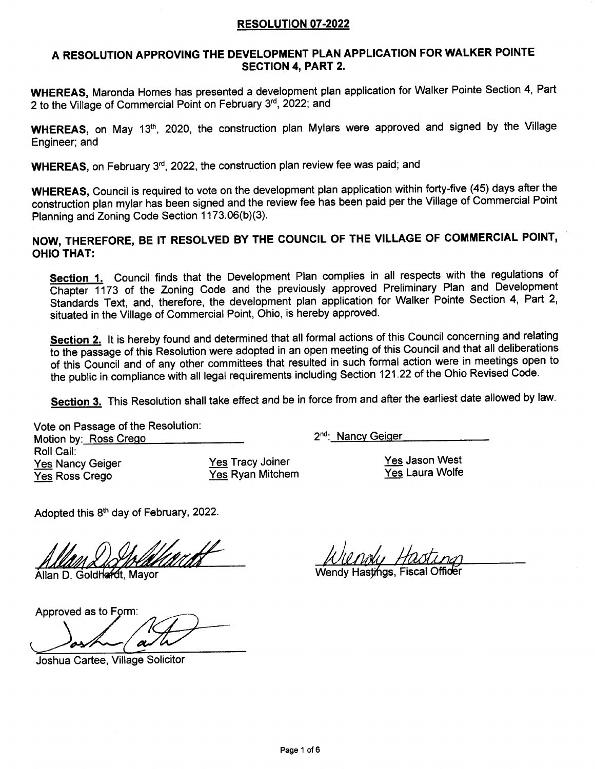# RESOLUTION 07-2022

## A RESOLUTION APPROVING THE DEVELOPMENT PLAN APPLICATION FOR WALKER POINTE SECTION 4, PART 2.

**WHEREAS,** Maronda Homes has presented a development plan application for Walker Pointe Section 4, Part 2 to the Village of Commercial Point on February 3rd, 2022; and

**WHEREAS,** on May 13th, 2020, the construction plan Mylars were approved and signed by the Village Engineer; and

**WHEREAS,** on February 3rd, 2022, the construction plan review fee was paid; and

**WHEREAS,** Council is required to vote on the development plan application within forty-five (45) days after the construction plan mylar has been signed and the review fee has been paid per the Village of Commercial Point Planning and Zoning Code Section 1173.06(b)(3).

**NOW, THEREFORE, BE IT RESOLVED BY THE COUNCIL OF THE VILLAGE OF COMMERCIAL POINT, OHIO THAT:**

**Section 1.** Council finds that the Development Plan complies in all respects with the regulations of Chapter 1173 of the Zoning Code and the previously approved Preliminary Plan and Development Standards Text, and, therefore, the development plan application for Walker Pointe Section 4, Part 2, situated in the Village of Commercial Point, Ohio, is hereby approved.

**Section 2.** It is hereby found and determined that all formal actions of this Council concerning and relating to the passage of this Resolution were adopted in an open meeting of this Council and that all deliberations of this Council and of any other committees that resulted in such formal action were in meetings open to the public in compliance with all legal requirements including Section 121.22 of the Ohio Revised Code.

**Section 3.** This Resolution shall take effect and be in force from and after the earliest date allowed by law.

Vote on Passage of the Resolution:
Motion by: Ross Crego
2nd: Nancy Geiger

Roll Call:

Yes Nancy Geiger
Yes Ross Crego
Yes Tracy Joiner
Yes Ryan Mitchem
Yes Jason West
Yes Laura Wolfe

Adopted this 8th day of February, 2022.

Allan D. Goldhardt, Mayor

Wendy Hastings, Fiscal Officer

Approved as to Form:

Joshua Cartee, Village Solicitor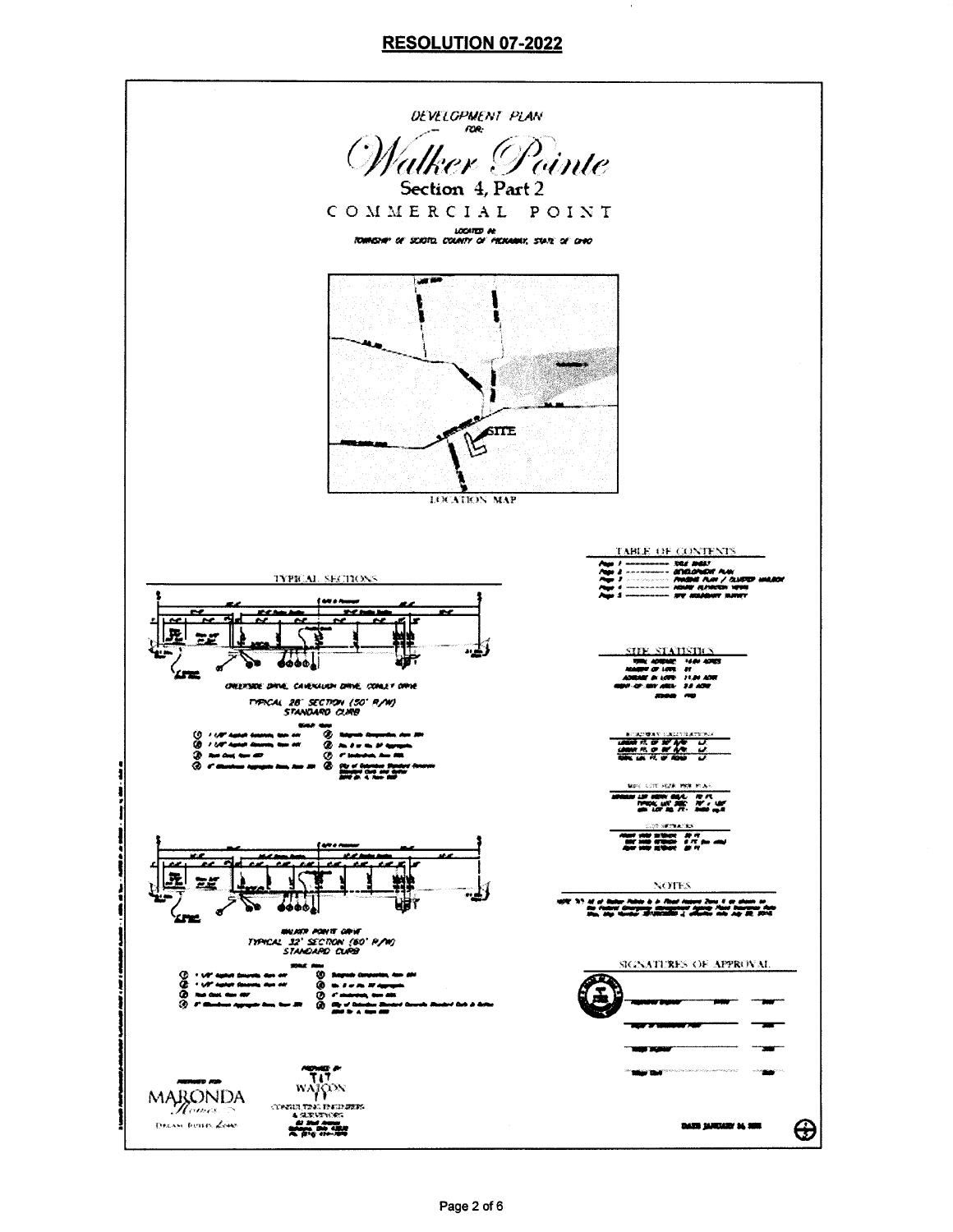# RESOLUTION 07-2022

DEVELOPMENT PLAN

FOR:

## Walker Pointe

### Section 4, Part 2

### COMMERCIAL POINT

LOCATED IN:

TOWNSHIP OF SCIOTO, COUNTY OF PICKAWAY, STATE OF OHIO

SITE

LOCATION MAP

TYPICAL SECTIONS

CREEKSIDE DRIVE, CAVENAUGH DRIVE, CONLEY DRIVE

TYPICAL 28' SECTION (50' R/W)
STANDARD CURB

WALKER POINTE DRIVE

TYPICAL 32' SECTION (60' R/W)
STANDARD CURB

TABLE OF CONTENTS

- Page 1 ———— TITLE SHEET
- Page 2 ———— DEVELOPMENT PLAN
- Page 3 ———— PHASING PLAN / CLUSTER MAILBOX
- Page 4 ———— HOUSE ELEVATION VIEWS
- Page 5 ———— SITE BOUNDARY SURVEY

SITE STATISTICS

NOTES

SIGNATURES OF APPROVAL

PREPARED FOR

MARONDA Homes

PREPARED BY

WATCON

CONSULTING ENGINEERS & SURVEYORS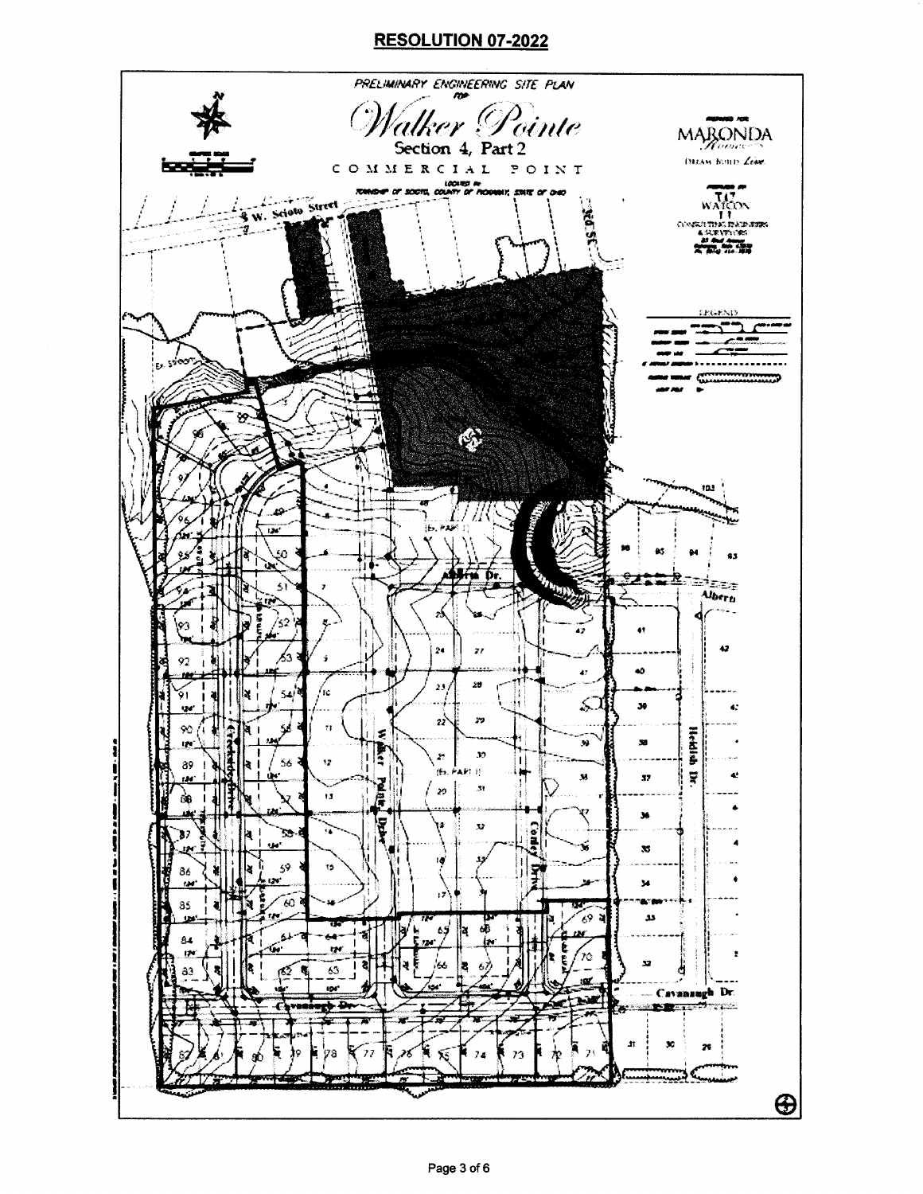# RESOLUTION 07-2022

PRELIMINARY ENGINEERING SITE PLAN

FOR

*Walker Pointe*

Section 4, Part 2

COMMERCIAL POINT

LOCATED IN TOWNSHIP OF SCIOTO, COUNTY OF PICKAWAY, STATE OF OHIO

PREPARED FOR MARONDA Homes

DREAM BUILD Love

PREPARED BY T&T WATCON CONSULTING ENGINEERS & SURVEYORS

LEGEND

W. Scioto Street

Albern Dr.

Walker Pointe Drive

Creekside Drive

Conley Drive

Heldish Dr.

Cavanaugh Dr.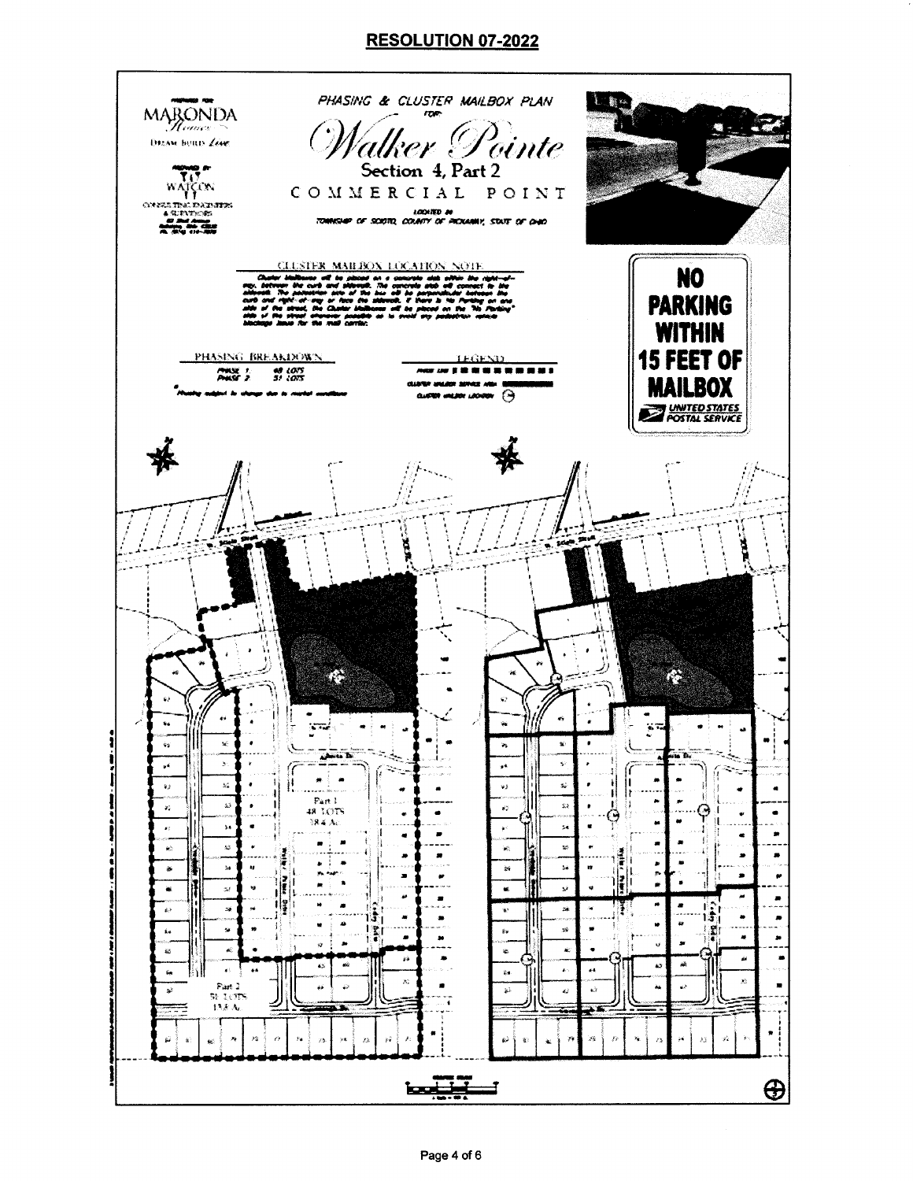## RESOLUTION 07-2022

PREPARED FOR
MARONDA Homes
DREAM. BUILD. LIVE.

PREPARED BY
WATCON
CONSULTING ENGINEERS & SURVEYORS

PHASING & CLUSTER MAILBOX PLAN
FOR
*Walker Pointe*
Section 4, Part 2
COMMERCIAL POINT
LOCATED IN
TOWNSHIP OF SCIOTO, COUNTY OF PICKAWAY, STATE OF OHIO

CLUSTER MAILBOX LOCATION NOTE

Cluster Mailboxes will be placed on a concrete slab within the right-of-way, between the curb and sidewalk. The concrete slab will connect to the sidewalk. The pedestrian area of the box will be perpendicular between the curb and right of way or face the sidewalk. If there is "No Parking" on one side of the street, the Cluster Mailboxes will be placed on the "No Parking" side of the street whenever possible so to avoid any pedestrian vehicle blockage issue for the mail carrier.

PHASING BREAKDOWN

PHASE 1 48 LOTS
PHASE 2 51 LOTS

* Phasing subject to change due to market conditions

LEGEND

PHASE LINE
CLUSTER MAILBOX SERVICE AREA
CLUSTER MAILBOX LOCATION

NO PARKING WITHIN 15 FEET OF MAILBOX
UNITED STATES POSTAL SERVICE

Part 1
48 LOTS
18.4 Ac.

Part 2
51 LOTS
13.5 Ac.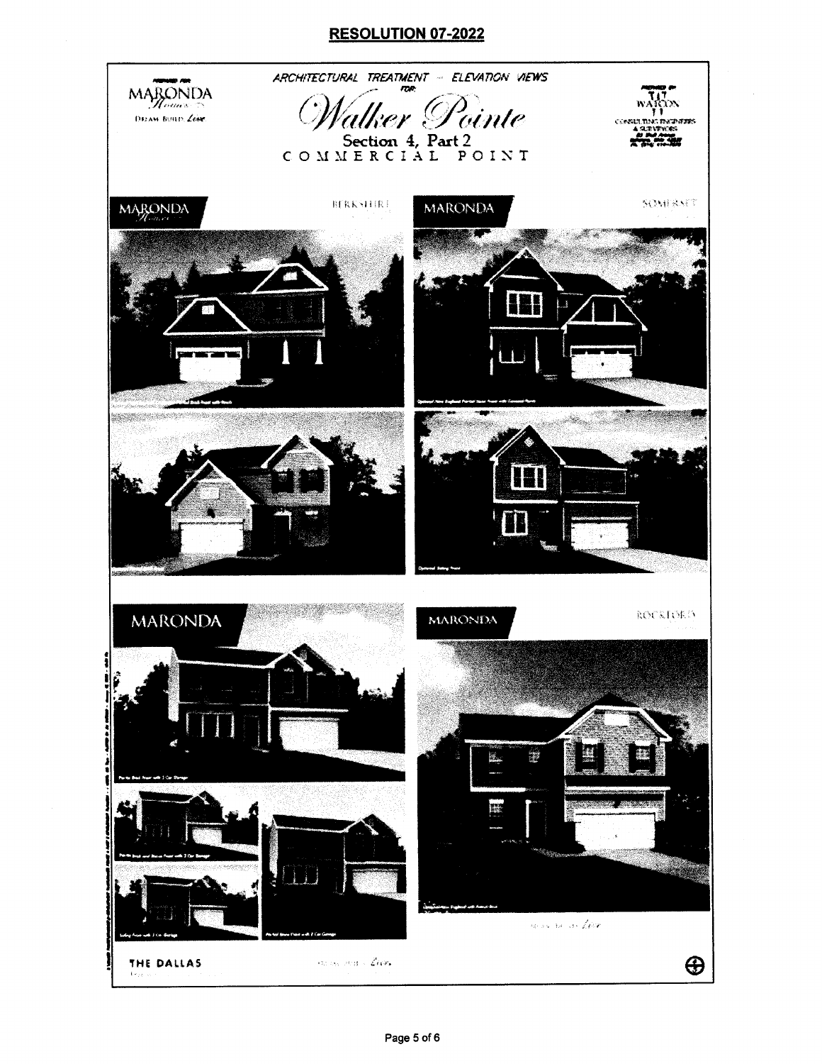# RESOLUTION 07-2022

PREPARED FOR
MARONDA Homes
DREAM BUILD Love

## ARCHITECTURAL TREATMENT – ELEVATION VIEWS FOR:

## Walker Pointe
### Section 4, Part 2
### COMMERCIAL POINT

PREPARED BY
T&J WATSON
CONSULTING ENGINEERS & SURVEYORS

MARONDA Homes — BERKSHIRE

MARONDA — SOMERSET

MARONDA — THE DALLAS

MARONDA — ROCKFORD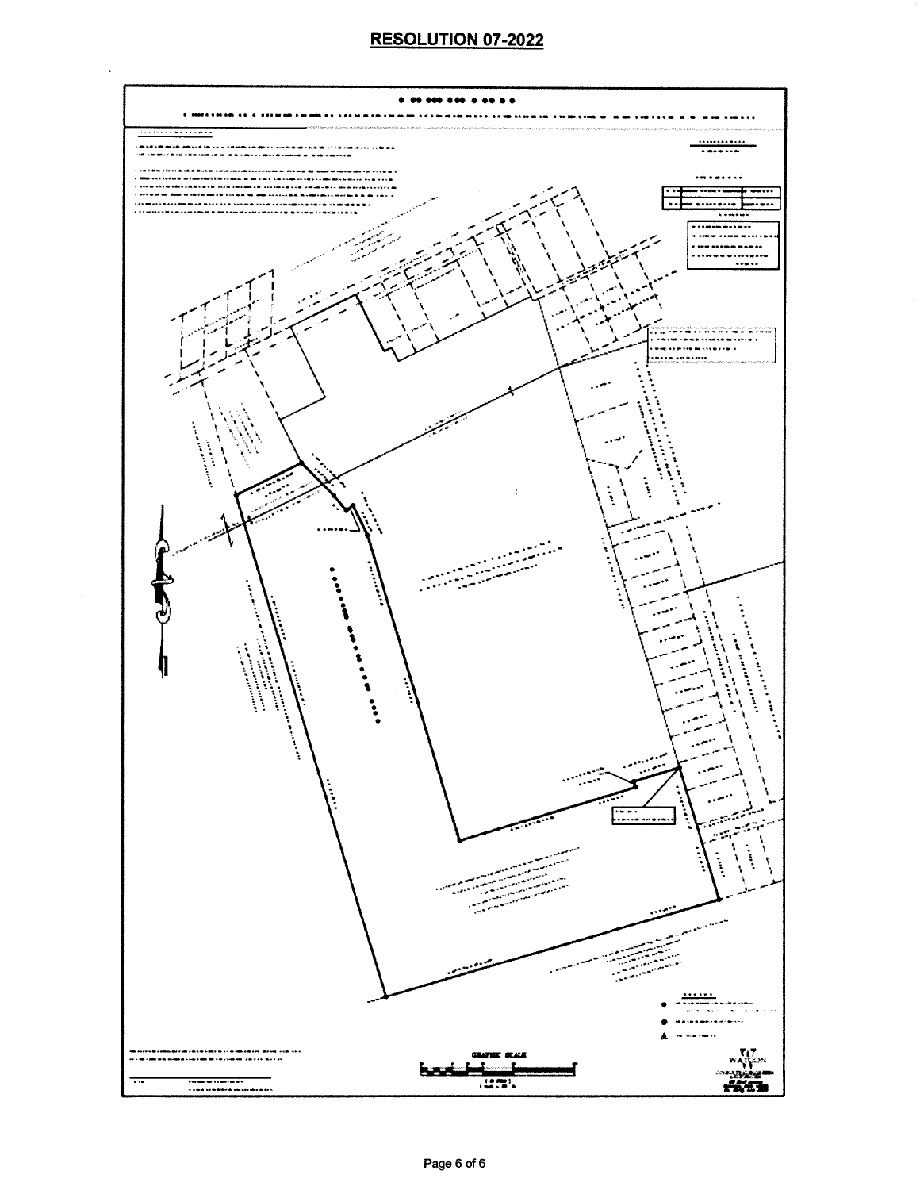# RESOLUTION 07-2022